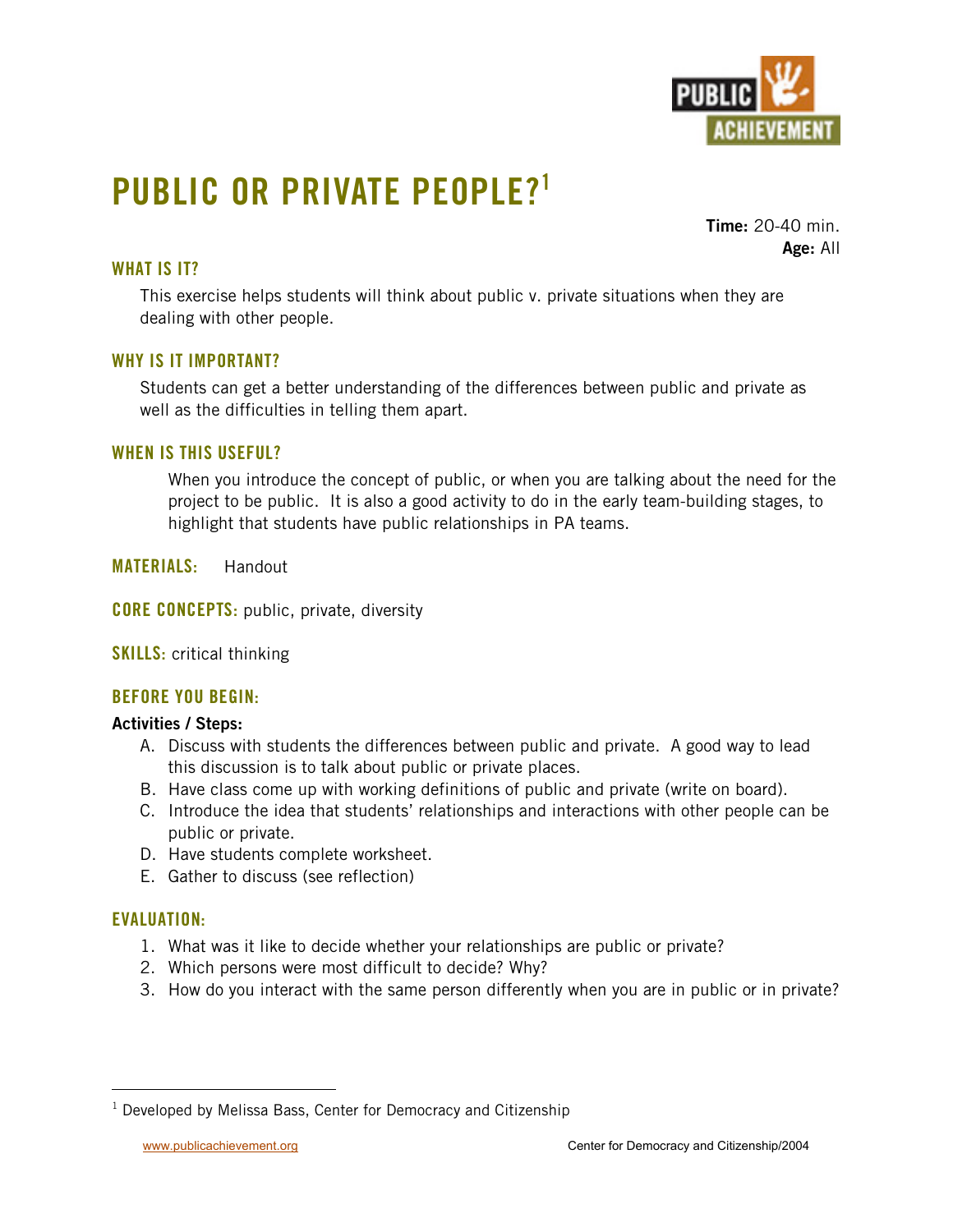# PUBLIC OR PRIVATE PEOPLE?[1]

**Time:** 20-40 min.
**Age:** All

## WHAT IS IT?

This exercise helps students will think about public v. private situations when they are dealing with other people.

## WHY IS IT IMPORTANT?

Students can get a better understanding of the differences between public and private as well as the difficulties in telling them apart.

## WHEN IS THIS USEFUL?

When you introduce the concept of public, or when you are talking about the need for the project to be public. It is also a good activity to do in the early team-building stages, to highlight that students have public relationships in PA teams.

**MATERIALS:** Handout

**CORE CONCEPTS:** public, private, diversity

**SKILLS:** critical thinking

## BEFORE YOU BEGIN:

**Activities / Steps:**

A. Discuss with students the differences between public and private. A good way to lead this discussion is to talk about public or private places.
B. Have class come up with working definitions of public and private (write on board).
C. Introduce the idea that students' relationships and interactions with other people can be public or private.
D. Have students complete worksheet.
E. Gather to discuss (see reflection)

## EVALUATION:

1. What was it like to decide whether your relationships are public or private?
2. Which persons were most difficult to decide? Why?
3. How do you interact with the same person differently when you are in public or in private?

---

[1] Developed by Melissa Bass, Center for Democracy and Citizenship

www.publicachievement.org Center for Democracy and Citizenship/2004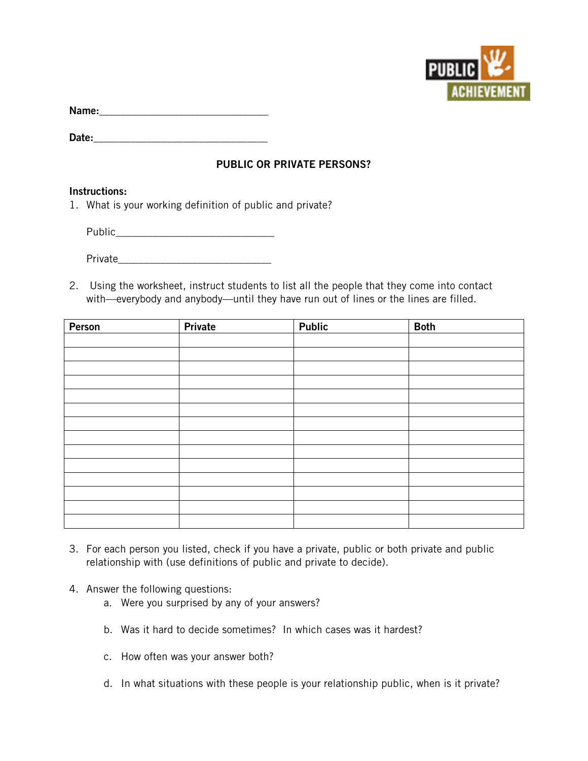Name:______________________________

Date:_______________________________

## PUBLIC OR PRIVATE PERSONS?

**Instructions:**

1. What is your working definition of public and private?

   Public_____________________________

   Private____________________________

2. Using the worksheet, instruct students to list all the people that they come into contact with—everybody and anybody—until they have run out of lines or the lines are filled.

| Person | Private | Public | Both |
|---|---|---|---|
| | | | |
| | | | |
| | | | |
| | | | |
| | | | |
| | | | |
| | | | |
| | | | |
| | | | |
| | | | |
| | | | |
| | | | |
| | | | |
| | | | |

3. For each person you listed, check if you have a private, public or both private and public relationship with (use definitions of public and private to decide).

4. Answer the following questions:
   a. Were you surprised by any of your answers?

   b. Was it hard to decide sometimes? In which cases was it hardest?

   c. How often was your answer both?

   d. In what situations with these people is your relationship public, when is it private?